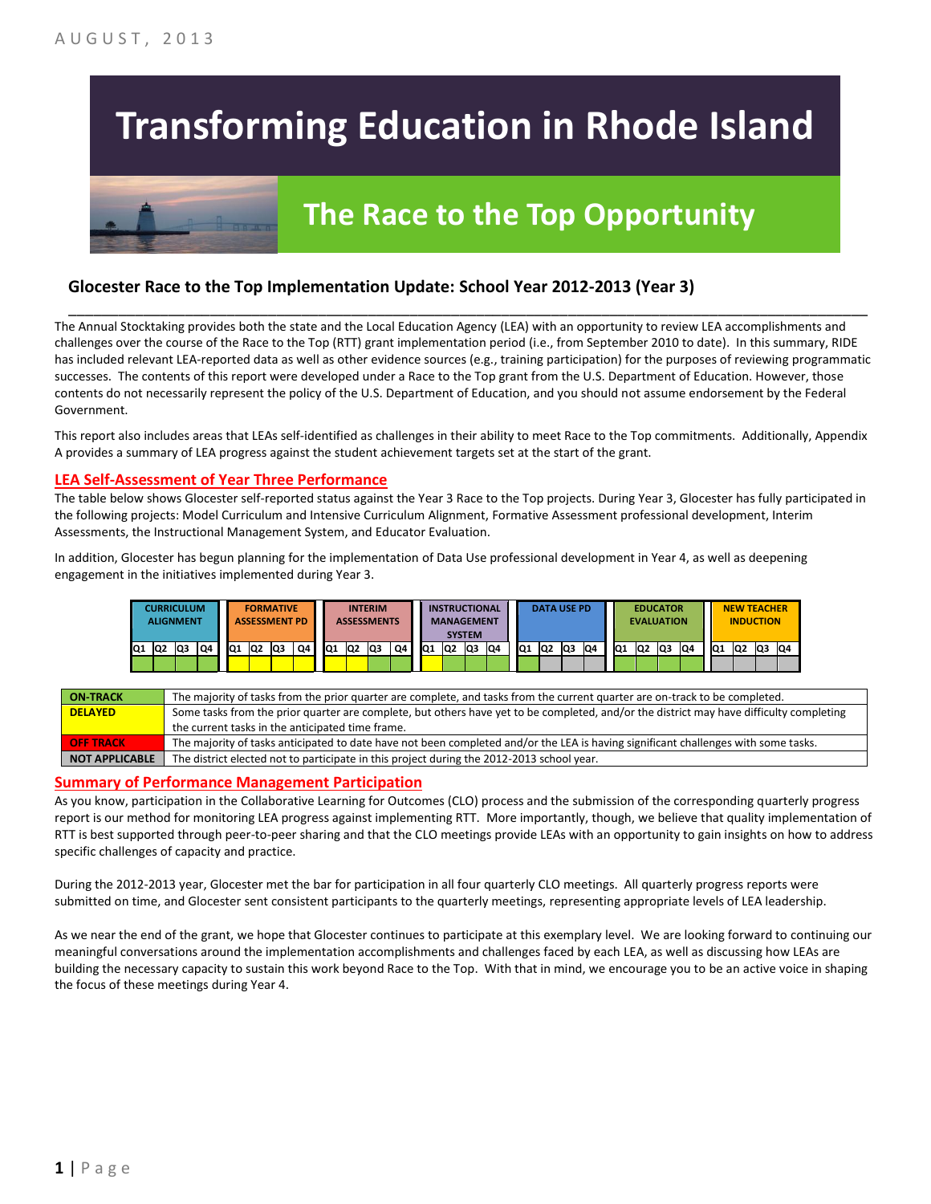AUGUST, 2013

# Transforming Education in Rhode Island

## The Race to the Top Opportunity

### Glocester Race to the Top Implementation Update: School Year 2012-2013 (Year 3)

The Annual Stocktaking provides both the state and the Local Education Agency (LEA) with an opportunity to review LEA accomplishments and challenges over the course of the Race to the Top (RTT) grant implementation period (i.e., from September 2010 to date). In this summary, RIDE has included relevant LEA-reported data as well as other evidence sources (e.g., training participation) for the purposes of reviewing programmatic successes. The contents of this report were developed under a Race to the Top grant from the U.S. Department of Education. However, those contents do not necessarily represent the policy of the U.S. Department of Education, and you should not assume endorsement by the Federal Government.

This report also includes areas that LEAs self-identified as challenges in their ability to meet Race to the Top commitments. Additionally, Appendix A provides a summary of LEA progress against the student achievement targets set at the start of the grant.

## LEA Self-Assessment of Year Three Performance

The table below shows Glocester self-reported status against the Year 3 Race to the Top projects. During Year 3, Glocester has fully participated in the following projects: Model Curriculum and Intensive Curriculum Alignment, Formative Assessment professional development, Interim Assessments, the Instructional Management System, and Educator Evaluation.

In addition, Glocester has begun planning for the implementation of Data Use professional development in Year 4, as well as deepening engagement in the initiatives implemented during Year 3.

| Project | Q1 | Q2 | Q3 | Q4 |
|---|---|---|---|---|
| CURRICULUM ALIGNMENT | On-Track | On-Track | On-Track | On-Track |
| FORMATIVE ASSESSMENT PD | Delayed | Delayed | Delayed | Delayed |
| INTERIM ASSESSMENTS | Delayed | Delayed | On-Track | On-Track |
| INSTRUCTIONAL MANAGEMENT SYSTEM | Delayed | On-Track | On-Track | On-Track |
| DATA USE PD | On-Track | Not Applicable | Not Applicable | Not Applicable |
| EDUCATOR EVALUATION | On-Track | On-Track | On-Track | On-Track |
| NEW TEACHER INDUCTION | Not Applicable | Not Applicable | Not Applicable | Not Applicable |

| Status | Description |
|---|---|
| ON-TRACK | The majority of tasks from the prior quarter are complete, and tasks from the current quarter are on-track to be completed. |
| DELAYED | Some tasks from the prior quarter are complete, but others have yet to be completed, and/or the district may have difficulty completing the current tasks in the anticipated time frame. |
| OFF TRACK | The majority of tasks anticipated to date have not been completed and/or the LEA is having significant challenges with some tasks. |
| NOT APPLICABLE | The district elected not to participate in this project during the 2012-2013 school year. |

## Summary of Performance Management Participation

As you know, participation in the Collaborative Learning for Outcomes (CLO) process and the submission of the corresponding quarterly progress report is our method for monitoring LEA progress against implementing RTT. More importantly, though, we believe that quality implementation of RTT is best supported through peer-to-peer sharing and that the CLO meetings provide LEAs with an opportunity to gain insights on how to address specific challenges of capacity and practice.

During the 2012-2013 year, Glocester met the bar for participation in all four quarterly CLO meetings. All quarterly progress reports were submitted on time, and Glocester sent consistent participants to the quarterly meetings, representing appropriate levels of LEA leadership.

As we near the end of the grant, we hope that Glocester continues to participate at this exemplary level. We are looking forward to continuing our meaningful conversations around the implementation accomplishments and challenges faced by each LEA, as well as discussing how LEAs are building the necessary capacity to sustain this work beyond Race to the Top. With that in mind, we encourage you to be an active voice in shaping the focus of these meetings during Year 4.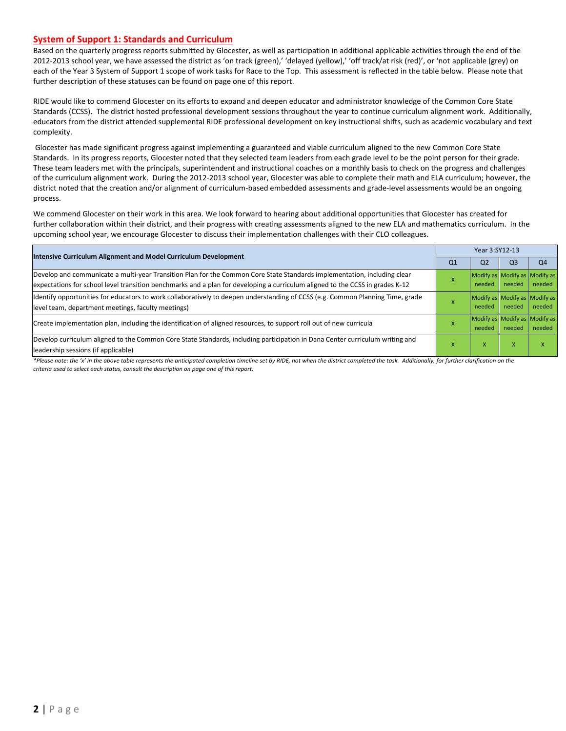## System of Support 1: Standards and Curriculum

Based on the quarterly progress reports submitted by Glocester, as well as participation in additional applicable activities through the end of the 2012-2013 school year, we have assessed the district as 'on track (green),' 'delayed (yellow),' 'off track/at risk (red)', or 'not applicable (grey) on each of the Year 3 System of Support 1 scope of work tasks for Race to the Top. This assessment is reflected in the table below. Please note that further description of these statuses can be found on page one of this report.

RIDE would like to commend Glocester on its efforts to expand and deepen educator and administrator knowledge of the Common Core State Standards (CCSS). The district hosted professional development sessions throughout the year to continue curriculum alignment work. Additionally, educators from the district attended supplemental RIDE professional development on key instructional shifts, such as academic vocabulary and text complexity.

Glocester has made significant progress against implementing a guaranteed and viable curriculum aligned to the new Common Core State Standards. In its progress reports, Glocester noted that they selected team leaders from each grade level to be the point person for their grade. These team leaders met with the principals, superintendent and instructional coaches on a monthly basis to check on the progress and challenges of the curriculum alignment work. During the 2012-2013 school year, Glocester was able to complete their math and ELA curriculum; however, the district noted that the creation and/or alignment of curriculum-based embedded assessments and grade-level assessments would be an ongoing process.

We commend Glocester on their work in this area. We look forward to hearing about additional opportunities that Glocester has created for further collaboration within their district, and their progress with creating assessments aligned to the new ELA and mathematics curriculum. In the upcoming school year, we encourage Glocester to discuss their implementation challenges with their CLO colleagues.

| Intensive Curriculum Alignment and Model Curriculum Development | Year 3:SY12-13 | | | |
|---|---|---|---|---|
| | Q1 | Q2 | Q3 | Q4 |
| Develop and communicate a multi-year Transition Plan for the Common Core State Standards implementation, including clear expectations for school level transition benchmarks and a plan for developing a curriculum aligned to the CCSS in grades K-12 | X | Modify as needed | Modify as needed | Modify as needed |
| Identify opportunities for educators to work collaboratively to deepen understanding of CCSS (e.g. Common Planning Time, grade level team, department meetings, faculty meetings) | X | Modify as needed | Modify as needed | Modify as needed |
| Create implementation plan, including the identification of aligned resources, to support roll out of new curricula | X | Modify as needed | Modify as needed | Modify as needed |
| Develop curriculum aligned to the Common Core State Standards, including participation in Dana Center curriculum writing and leadership sessions (if applicable) | X | X | X | X |

*\*Please note: the 'x' in the above table represents the anticipated completion timeline set by RIDE, not when the district completed the task. Additionally, for further clarification on the criteria used to select each status, consult the description on page one of this report.*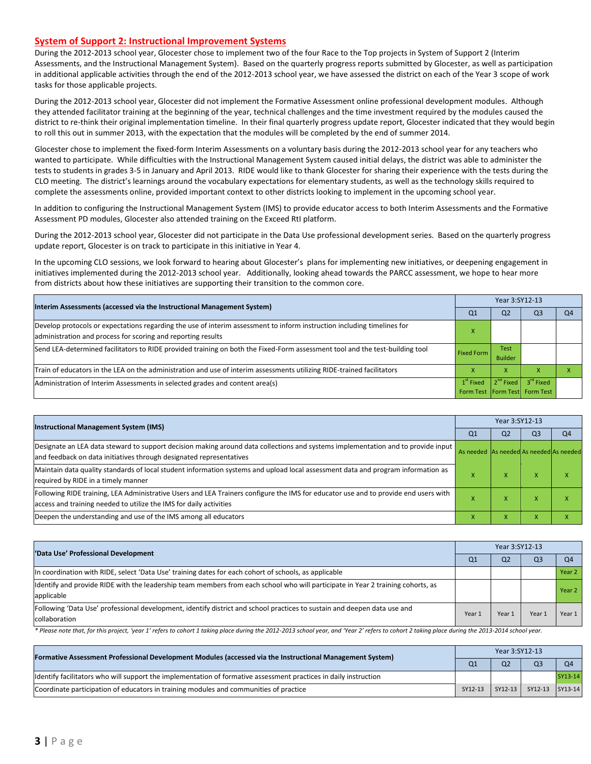## System of Support 2: Instructional Improvement Systems

During the 2012-2013 school year, Glocester chose to implement two of the four Race to the Top projects in System of Support 2 (Interim Assessments, and the Instructional Management System). Based on the quarterly progress reports submitted by Glocester, as well as participation in additional applicable activities through the end of the 2012-2013 school year, we have assessed the district on each of the Year 3 scope of work tasks for those applicable projects.

During the 2012-2013 school year, Glocester did not implement the Formative Assessment online professional development modules. Although they attended facilitator training at the beginning of the year, technical challenges and the time investment required by the modules caused the district to re-think their original implementation timeline. In their final quarterly progress update report, Glocester indicated that they would begin to roll this out in summer 2013, with the expectation that the modules will be completed by the end of summer 2014.

Glocester chose to implement the fixed-form Interim Assessments on a voluntary basis during the 2012-2013 school year for any teachers who wanted to participate. While difficulties with the Instructional Management System caused initial delays, the district was able to administer the tests to students in grades 3-5 in January and April 2013. RIDE would like to thank Glocester for sharing their experience with the tests during the CLO meeting. The district's learnings around the vocabulary expectations for elementary students, as well as the technology skills required to complete the assessments online, provided important context to other districts looking to implement in the upcoming school year.

In addition to configuring the Instructional Management System (IMS) to provide educator access to both Interim Assessments and the Formative Assessment PD modules, Glocester also attended training on the Exceed RtI platform.

During the 2012-2013 school year, Glocester did not participate in the Data Use professional development series. Based on the quarterly progress update report, Glocester is on track to participate in this initiative in Year 4.

In the upcoming CLO sessions, we look forward to hearing about Glocester's plans for implementing new initiatives, or deepening engagement in initiatives implemented during the 2012-2013 school year. Additionally, looking ahead towards the PARCC assessment, we hope to hear more from districts about how these initiatives are supporting their transition to the common core.

| Interim Assessments (accessed via the Instructional Management System) | Year 3:SY12-13 | | | |
|---|---|---|---|---|
| | Q1 | Q2 | Q3 | Q4 |
| Develop protocols or expectations regarding the use of interim assessment to inform instruction including timelines for administration and process for scoring and reporting results | X | | | |
| Send LEA-determined facilitators to RIDE provided training on both the Fixed-Form assessment tool and the test-building tool | Fixed Form | Test Builder | | |
| Train of educators in the LEA on the administration and use of interim assessments utilizing RIDE-trained facilitators | X | X | X | X |
| Administration of Interim Assessments in selected grades and content area(s) | 1st Fixed Form Test | 2nd Fixed Form Test | 3rd Fixed Form Test | |

| Instructional Management System (IMS) | Year 3:SY12-13 | | | |
|---|---|---|---|---|
| | Q1 | Q2 | Q3 | Q4 |
| Designate an LEA data steward to support decision making around data collections and systems implementation and to provide input and feedback on data initiatives through designated representatives | As needed | As needed | As needed | As needed |
| Maintain data quality standards of local student information systems and upload local assessment data and program information as required by RIDE in a timely manner | X | X | X | X |
| Following RIDE training, LEA Administrative Users and LEA Trainers configure the IMS for educator use and to provide end users with access and training needed to utilize the IMS for daily activities | X | X | X | X |
| Deepen the understanding and use of the IMS among all educators | X | X | X | X |

| 'Data Use' Professional Development | Year 3:SY12-13 | | | |
|---|---|---|---|---|
| | Q1 | Q2 | Q3 | Q4 |
| In coordination with RIDE, select 'Data Use' training dates for each cohort of schools, as applicable | | | | Year 2 |
| Identify and provide RIDE with the leadership team members from each school who will participate in Year 2 training cohorts, as applicable | | | | Year 2 |
| Following 'Data Use' professional development, identify district and school practices to sustain and deepen data use and collaboration | Year 1 | Year 1 | Year 1 | Year 1 |

*\* Please note that, for this project, 'year 1' refers to cohort 1 taking place during the 2012-2013 school year, and 'Year 2' refers to cohort 2 taking place during the 2013-2014 school year.*

| Formative Assessment Professional Development Modules (accessed via the Instructional Management System) | Year 3:SY12-13 | | | |
|---|---|---|---|---|
| | Q1 | Q2 | Q3 | Q4 |
| Identify facilitators who will support the implementation of formative assessment practices in daily instruction | | | | SY13-14 |
| Coordinate participation of educators in training modules and communities of practice | SY12-13 | SY12-13 | SY12-13 | SY13-14 |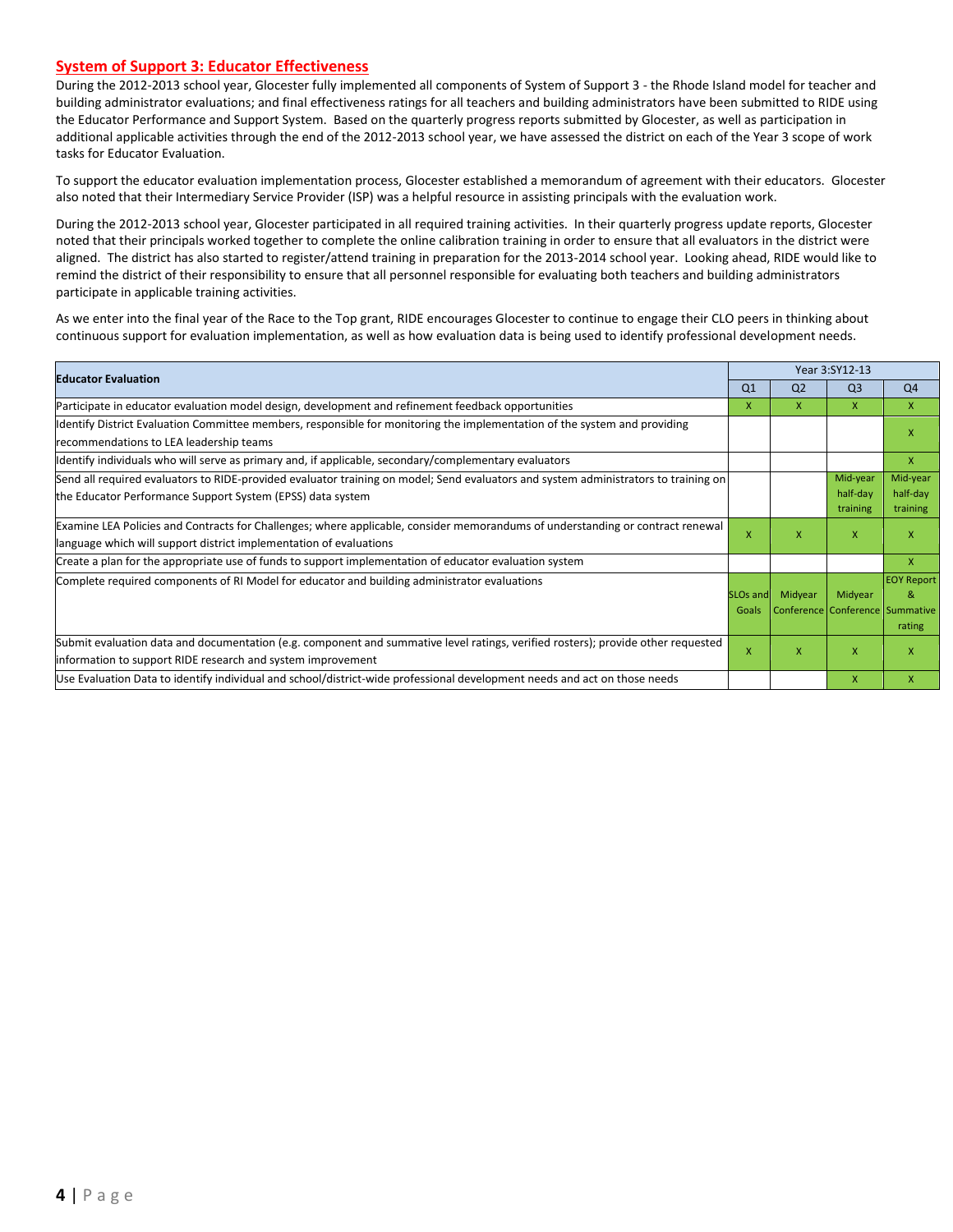## System of Support 3: Educator Effectiveness

During the 2012-2013 school year, Glocester fully implemented all components of System of Support 3 - the Rhode Island model for teacher and building administrator evaluations; and final effectiveness ratings for all teachers and building administrators have been submitted to RIDE using the Educator Performance and Support System. Based on the quarterly progress reports submitted by Glocester, as well as participation in additional applicable activities through the end of the 2012-2013 school year, we have assessed the district on each of the Year 3 scope of work tasks for Educator Evaluation.

To support the educator evaluation implementation process, Glocester established a memorandum of agreement with their educators. Glocester also noted that their Intermediary Service Provider (ISP) was a helpful resource in assisting principals with the evaluation work.

During the 2012-2013 school year, Glocester participated in all required training activities. In their quarterly progress update reports, Glocester noted that their principals worked together to complete the online calibration training in order to ensure that all evaluators in the district were aligned. The district has also started to register/attend training in preparation for the 2013-2014 school year. Looking ahead, RIDE would like to remind the district of their responsibility to ensure that all personnel responsible for evaluating both teachers and building administrators participate in applicable training activities.

As we enter into the final year of the Race to the Top grant, RIDE encourages Glocester to continue to engage their CLO peers in thinking about continuous support for evaluation implementation, as well as how evaluation data is being used to identify professional development needs.

| Educator Evaluation | Year 3:SY12-13 | | | |
|---|---|---|---|---|
| | Q1 | Q2 | Q3 | Q4 |
| Participate in educator evaluation model design, development and refinement feedback opportunities | X | X | X | X |
| Identify District Evaluation Committee members, responsible for monitoring the implementation of the system and providing recommendations to LEA leadership teams | | | | X |
| Identify individuals who will serve as primary and, if applicable, secondary/complementary evaluators | | | | X |
| Send all required evaluators to RIDE-provided evaluator training on model; Send evaluators and system administrators to training on the Educator Performance Support System (EPSS) data system | | | Mid-year half-day training | Mid-year half-day training |
| Examine LEA Policies and Contracts for Challenges; where applicable, consider memorandums of understanding or contract renewal language which will support district implementation of evaluations | X | X | X | X |
| Create a plan for the appropriate use of funds to support implementation of educator evaluation system | | | | X |
| Complete required components of RI Model for educator and building administrator evaluations | SLOs and Goals | Midyear Conference | Midyear Conference | EOY Report & Summative rating |
| Submit evaluation data and documentation (e.g. component and summative level ratings, verified rosters); provide other requested information to support RIDE research and system improvement | X | X | X | X |
| Use Evaluation Data to identify individual and school/district-wide professional development needs and act on those needs | | | X | X |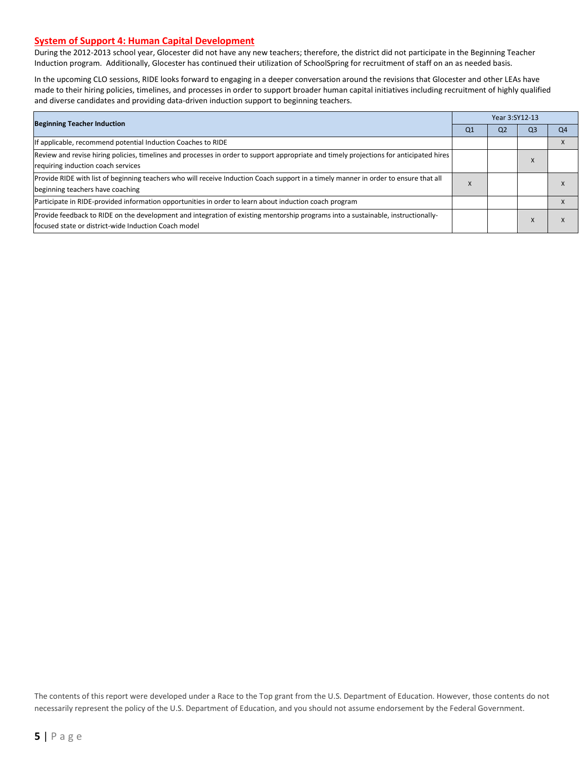## System of Support 4: Human Capital Development

During the 2012-2013 school year, Glocester did not have any new teachers; therefore, the district did not participate in the Beginning Teacher Induction program. Additionally, Glocester has continued their utilization of SchoolSpring for recruitment of staff on an as needed basis.

In the upcoming CLO sessions, RIDE looks forward to engaging in a deeper conversation around the revisions that Glocester and other LEAs have made to their hiring policies, timelines, and processes in order to support broader human capital initiatives including recruitment of highly qualified and diverse candidates and providing data-driven induction support to beginning teachers.

| Beginning Teacher Induction | Year 3:SY12-13 | | | |
|---|---|---|---|---|
| | Q1 | Q2 | Q3 | Q4 |
| If applicable, recommend potential Induction Coaches to RIDE | | | | X |
| Review and revise hiring policies, timelines and processes in order to support appropriate and timely projections for anticipated hires requiring induction coach services | | | X | |
| Provide RIDE with list of beginning teachers who will receive Induction Coach support in a timely manner in order to ensure that all beginning teachers have coaching | X | | | X |
| Participate in RIDE-provided information opportunities in order to learn about induction coach program | | | | X |
| Provide feedback to RIDE on the development and integration of existing mentorship programs into a sustainable, instructionally-focused state or district-wide Induction Coach model | | | X | X |

The contents of this report were developed under a Race to the Top grant from the U.S. Department of Education. However, those contents do not necessarily represent the policy of the U.S. Department of Education, and you should not assume endorsement by the Federal Government.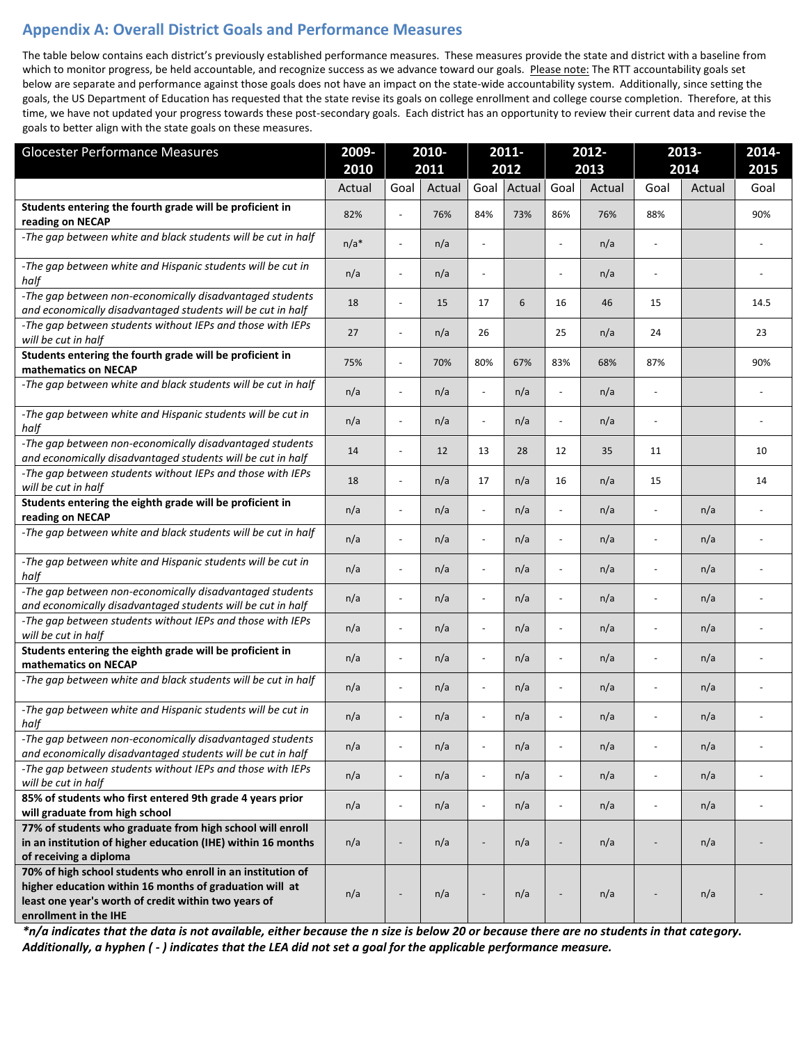## Appendix A: Overall District Goals and Performance Measures

The table below contains each district's previously established performance measures. These measures provide the state and district with a baseline from which to monitor progress, be held accountable, and recognize success as we advance toward our goals. Please note: The RTT accountability goals set below are separate and performance against those goals does not have an impact on the state-wide accountability system. Additionally, since setting the goals, the US Department of Education has requested that the state revise its goals on college enrollment and college course completion. Therefore, at this time, we have not updated your progress towards these post-secondary goals. Each district has an opportunity to review their current data and revise the goals to better align with the state goals on these measures.

| Glocester Performance Measures | 2009-2010 | 2010-2011 | | 2011-2012 | | 2012-2013 | | 2013-2014 | | 2014-2015 |
|---|---|---|---|---|---|---|---|---|---|---|
| | Actual | Goal | Actual | Goal | Actual | Goal | Actual | Goal | Actual | Goal |
| **Students entering the fourth grade will be proficient in reading on NECAP** | 82% | - | 76% | 84% | 73% | 86% | 76% | 88% | | 90% |
| *-The gap between white and black students will be cut in half* | n/a* | - | n/a | - | | - | n/a | - | | - |
| *-The gap between white and Hispanic students will be cut in half* | n/a | - | n/a | - | | - | n/a | - | | - |
| *-The gap between non-economically disadvantaged students and economically disadvantaged students will be cut in half* | 18 | - | 15 | 17 | 6 | 16 | 46 | 15 | | 14.5 |
| *-The gap between students without IEPs and those with IEPs will be cut in half* | 27 | - | n/a | 26 | | 25 | n/a | 24 | | 23 |
| **Students entering the fourth grade will be proficient in mathematics on NECAP** | 75% | - | 70% | 80% | 67% | 83% | 68% | 87% | | 90% |
| *-The gap between white and black students will be cut in half* | n/a | - | n/a | - | n/a | - | n/a | - | | - |
| *-The gap between white and Hispanic students will be cut in half* | n/a | - | n/a | - | n/a | - | n/a | - | | - |
| *-The gap between non-economically disadvantaged students and economically disadvantaged students will be cut in half* | 14 | - | 12 | 13 | 28 | 12 | 35 | 11 | | 10 |
| *-The gap between students without IEPs and those with IEPs will be cut in half* | 18 | - | n/a | 17 | n/a | 16 | n/a | 15 | | 14 |
| **Students entering the eighth grade will be proficient in reading on NECAP** | n/a | - | n/a | - | n/a | - | n/a | - | n/a | - |
| *-The gap between white and black students will be cut in half* | n/a | - | n/a | - | n/a | - | n/a | - | n/a | - |
| *-The gap between white and Hispanic students will be cut in half* | n/a | - | n/a | - | n/a | - | n/a | - | n/a | - |
| *-The gap between non-economically disadvantaged students and economically disadvantaged students will be cut in half* | n/a | - | n/a | - | n/a | - | n/a | - | n/a | - |
| *-The gap between students without IEPs and those with IEPs will be cut in half* | n/a | - | n/a | - | n/a | - | n/a | - | n/a | - |
| **Students entering the eighth grade will be proficient in mathematics on NECAP** | n/a | - | n/a | - | n/a | - | n/a | - | n/a | - |
| *-The gap between white and black students will be cut in half* | n/a | - | n/a | - | n/a | - | n/a | - | n/a | - |
| *-The gap between white and Hispanic students will be cut in half* | n/a | - | n/a | - | n/a | - | n/a | - | n/a | - |
| *-The gap between non-economically disadvantaged students and economically disadvantaged students will be cut in half* | n/a | - | n/a | - | n/a | - | n/a | - | n/a | - |
| *-The gap between students without IEPs and those with IEPs will be cut in half* | n/a | - | n/a | - | n/a | - | n/a | - | n/a | - |
| **85% of students who first entered 9th grade 4 years prior will graduate from high school** | n/a | - | n/a | - | n/a | - | n/a | - | n/a | - |
| **77% of students who graduate from high school will enroll in an institution of higher education (IHE) within 16 months of receiving a diploma** | n/a | - | n/a | - | n/a | - | n/a | - | n/a | - |
| **70% of high school students who enroll in an institution of higher education within 16 months of graduation will at least one year's worth of credit within two years of enrollment in the IHE** | n/a | - | n/a | - | n/a | - | n/a | - | n/a | - |

***n/a indicates that the data is not available, either because the n size is below 20 or because there are no students in that category. Additionally, a hyphen ( - ) indicates that the LEA did not set a goal for the applicable performance measure.***